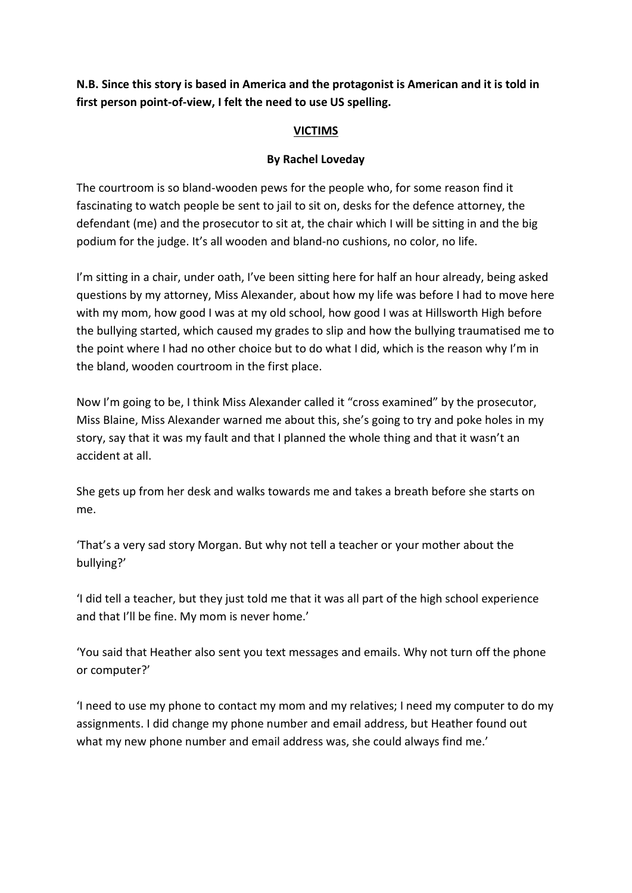**N.B. Since this story is based in America and the protagonist is American and it is told in first person point-of-view, I felt the need to use US spelling.**

# VICTIMS

**By Rachel Loveday**

The courtroom is so bland-wooden pews for the people who, for some reason find it fascinating to watch people be sent to jail to sit on, desks for the defence attorney, the defendant (me) and the prosecutor to sit at, the chair which I will be sitting in and the big podium for the judge. It's all wooden and bland-no cushions, no color, no life.

I'm sitting in a chair, under oath, I've been sitting here for half an hour already, being asked questions by my attorney, Miss Alexander, about how my life was before I had to move here with my mom, how good I was at my old school, how good I was at Hillsworth High before the bullying started, which caused my grades to slip and how the bullying traumatised me to the point where I had no other choice but to do what I did, which is the reason why I'm in the bland, wooden courtroom in the first place.

Now I'm going to be, I think Miss Alexander called it "cross examined" by the prosecutor, Miss Blaine, Miss Alexander warned me about this, she's going to try and poke holes in my story, say that it was my fault and that I planned the whole thing and that it wasn't an accident at all.

She gets up from her desk and walks towards me and takes a breath before she starts on me.

'That's a very sad story Morgan. But why not tell a teacher or your mother about the bullying?'

'I did tell a teacher, but they just told me that it was all part of the high school experience and that I'll be fine. My mom is never home.'

'You said that Heather also sent you text messages and emails. Why not turn off the phone or computer?'

'I need to use my phone to contact my mom and my relatives; I need my computer to do my assignments. I did change my phone number and email address, but Heather found out what my new phone number and email address was, she could always find me.'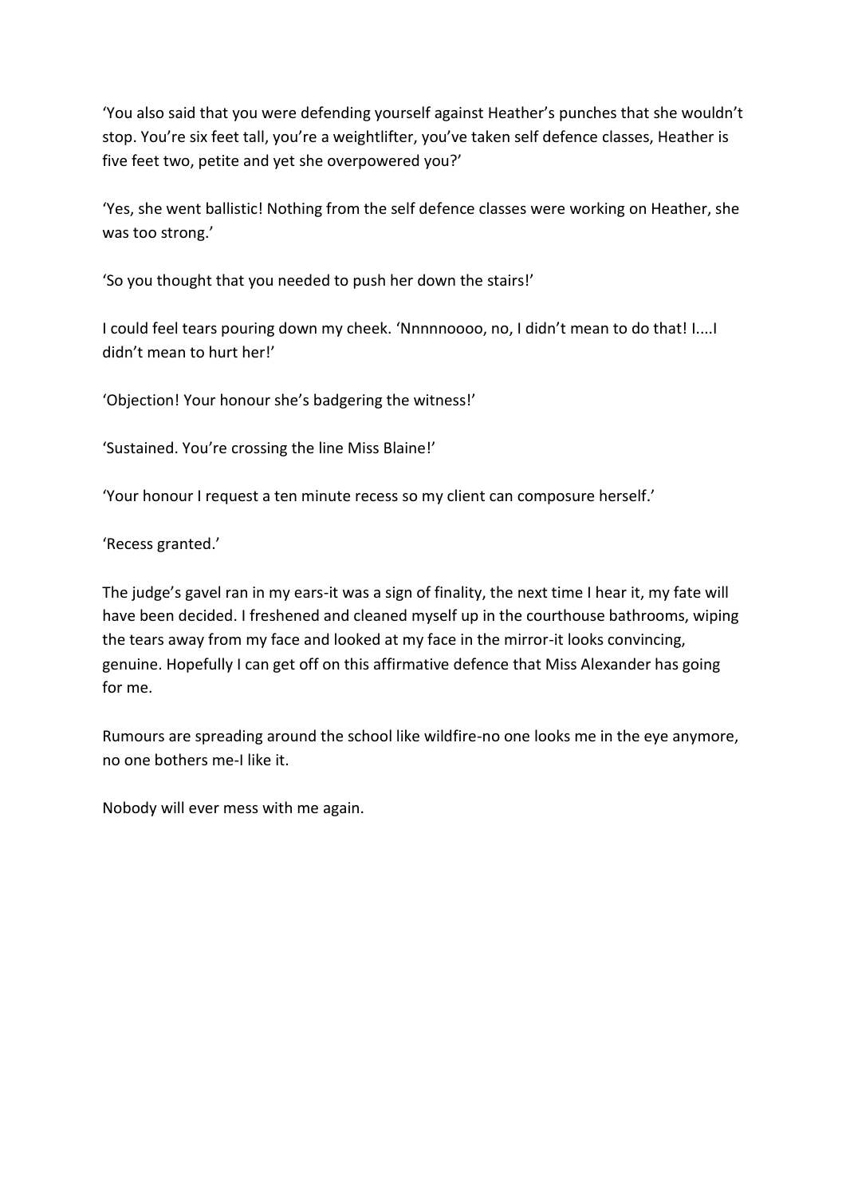'You also said that you were defending yourself against Heather's punches that she wouldn't stop. You're six feet tall, you're a weightlifter, you've taken self defence classes, Heather is five feet two, petite and yet she overpowered you?'

'Yes, she went ballistic! Nothing from the self defence classes were working on Heather, she was too strong.'

'So you thought that you needed to push her down the stairs!'

I could feel tears pouring down my cheek. 'Nnnnnoooo, no, I didn't mean to do that! I....I didn't mean to hurt her!'

'Objection! Your honour she's badgering the witness!'

'Sustained. You're crossing the line Miss Blaine!'

'Your honour I request a ten minute recess so my client can composure herself.'

'Recess granted.'

The judge's gavel ran in my ears-it was a sign of finality, the next time I hear it, my fate will have been decided. I freshened and cleaned myself up in the courthouse bathrooms, wiping the tears away from my face and looked at my face in the mirror-it looks convincing, genuine. Hopefully I can get off on this affirmative defence that Miss Alexander has going for me.

Rumours are spreading around the school like wildfire-no one looks me in the eye anymore, no one bothers me-I like it.

Nobody will ever mess with me again.